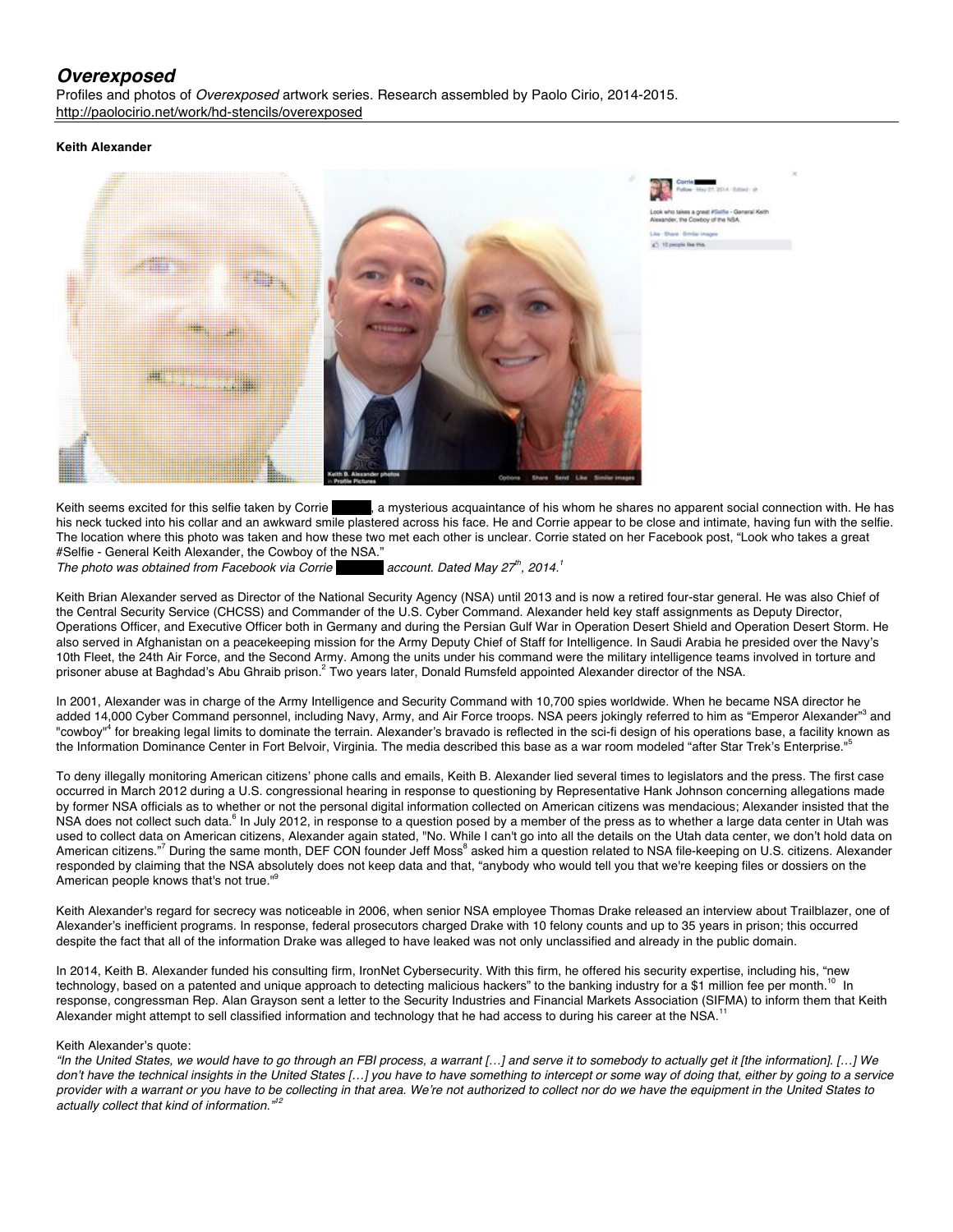# *Overexposed*

Profiles and photos of *Overexposed* artwork series. Research assembled by Paolo Cirio, 2014-2015.
http://paolocirio.net/work/hd-stencils/overexposed

**Keith Alexander**

Keith seems excited for this selfie taken by Corrie ██████, a mysterious acquaintance of his whom he shares no apparent social connection with. He has his neck tucked into his collar and an awkward smile plastered across his face. He and Corrie appear to be close and intimate, having fun with the selfie. The location where this photo was taken and how these two met each other is unclear. Corrie stated on her Facebook post, "Look who takes a great #Selfie - General Keith Alexander, the Cowboy of the NSA."

*The photo was obtained from Facebook via Corrie ██████ account. Dated May 27th, 2014.*[1]

Keith Brian Alexander served as Director of the National Security Agency (NSA) until 2013 and is now a retired four-star general. He was also Chief of the Central Security Service (CHCSS) and Commander of the U.S. Cyber Command. Alexander held key staff assignments as Deputy Director, Operations Officer, and Executive Officer both in Germany and during the Persian Gulf War in Operation Desert Shield and Operation Desert Storm. He also served in Afghanistan on a peacekeeping mission for the Army Deputy Chief of Staff for Intelligence. In Saudi Arabia he presided over the Navy's 10th Fleet, the 24th Air Force, and the Second Army. Among the units under his command were the military intelligence teams involved in torture and prisoner abuse at Baghdad's Abu Ghraib prison.[2] Two years later, Donald Rumsfeld appointed Alexander director of the NSA.

In 2001, Alexander was in charge of the Army Intelligence and Security Command with 10,700 spies worldwide. When he became NSA director he added 14,000 Cyber Command personnel, including Navy, Army, and Air Force troops. NSA peers jokingly referred to him as "Emperor Alexander"[3] and "cowboy"[4] for breaking legal limits to dominate the terrain. Alexander's bravado is reflected in the sci-fi design of his operations base, a facility known as the Information Dominance Center in Fort Belvoir, Virginia. The media described this base as a war room modeled "after Star Trek's Enterprise."[5]

To deny illegally monitoring American citizens' phone calls and emails, Keith B. Alexander lied several times to legislators and the press. The first case occurred in March 2012 during a U.S. congressional hearing in response to questioning by Representative Hank Johnson concerning allegations made by former NSA officials as to whether or not the personal digital information collected on American citizens was mendacious; Alexander insisted that the NSA does not collect such data.[6] In July 2012, in response to a question posed by a member of the press as to whether a large data center in Utah was used to collect data on American citizens, Alexander again stated, "No. While I can't go into all the details on the Utah data center, we don't hold data on American citizens."[7] During the same month, DEF CON founder Jeff Moss[8] asked him a question related to NSA file-keeping on U.S. citizens. Alexander responded by claiming that the NSA absolutely does not keep data and that, "anybody who would tell you that we're keeping files or dossiers on the American people knows that's not true."[9]

Keith Alexander's regard for secrecy was noticeable in 2006, when senior NSA employee Thomas Drake released an interview about Trailblazer, one of Alexander's inefficient programs. In response, federal prosecutors charged Drake with 10 felony counts and up to 35 years in prison; this occurred despite the fact that all of the information Drake was alleged to have leaked was not only unclassified and already in the public domain.

In 2014, Keith B. Alexander funded his consulting firm, IronNet Cybersecurity. With this firm, he offered his security expertise, including his, "new technology, based on a patented and unique approach to detecting malicious hackers" to the banking industry for a $1 million fee per month.[10] In response, congressman Rep. Alan Grayson sent a letter to the Security Industries and Financial Markets Association (SIFMA) to inform them that Keith Alexander might attempt to sell classified information and technology that he had access to during his career at the NSA.[11]

Keith Alexander's quote:

*"In the United States, we would have to go through an FBI process, a warrant […] and serve it to somebody to actually get it [the information]. […] We don't have the technical insights in the United States […] you have to have something to intercept or some way of doing that, either by going to a service provider with a warrant or you have to be collecting in that area. We're not authorized to collect nor do we have the equipment in the United States to actually collect that kind of information."*[12]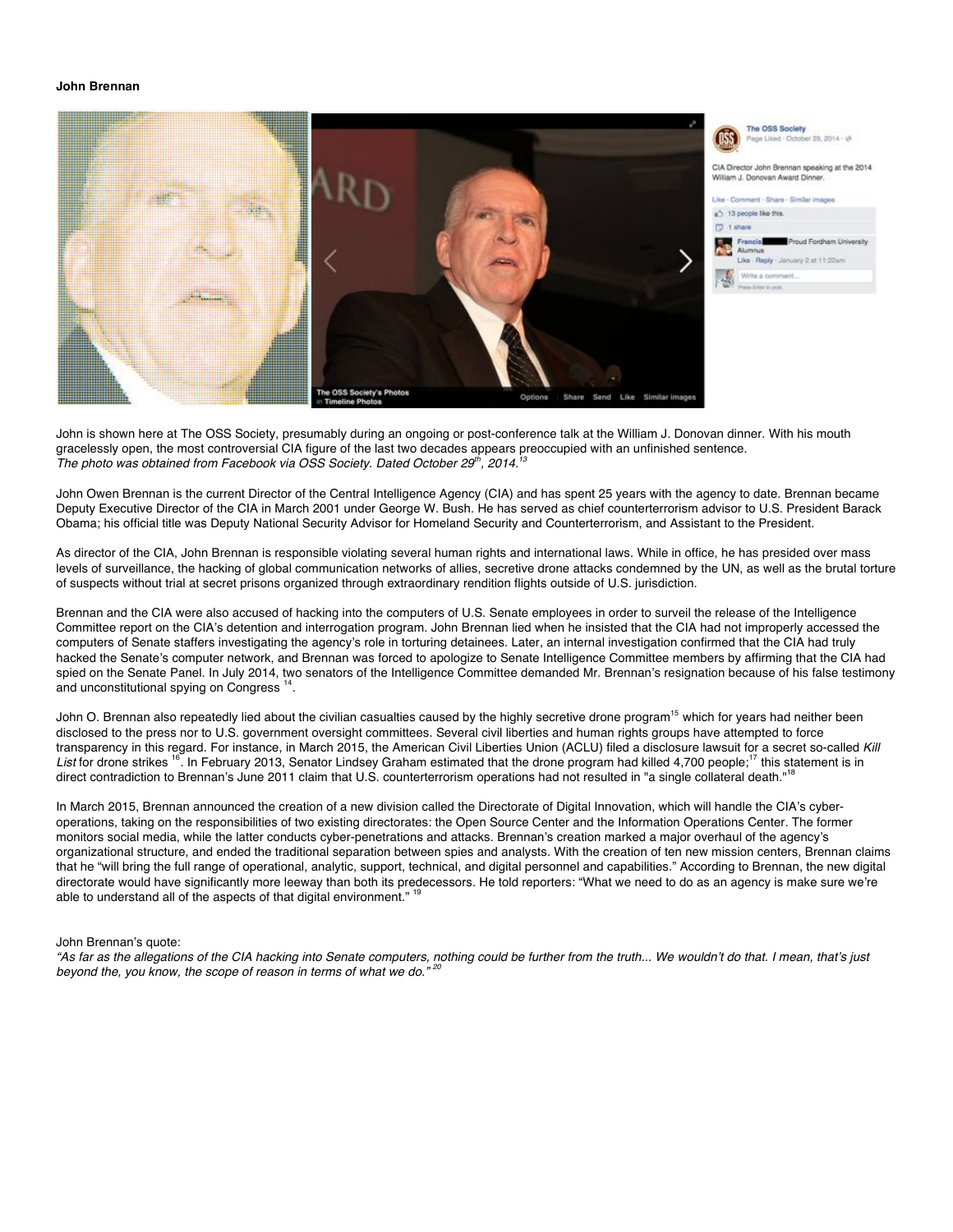**John Brennan**

John is shown here at The OSS Society, presumably during an ongoing or post-conference talk at the William J. Donovan dinner. With his mouth gracelessly open, the most controversial CIA figure of the last two decades appears preoccupied with an unfinished sentence.
*The photo was obtained from Facebook via OSS Society. Dated October 29th, 2014.*[13]

John Owen Brennan is the current Director of the Central Intelligence Agency (CIA) and has spent 25 years with the agency to date. Brennan became Deputy Executive Director of the CIA in March 2001 under George W. Bush. He has served as chief counterterrorism advisor to U.S. President Barack Obama; his official title was Deputy National Security Advisor for Homeland Security and Counterterrorism, and Assistant to the President.

As director of the CIA, John Brennan is responsible violating several human rights and international laws. While in office, he has presided over mass levels of surveillance, the hacking of global communication networks of allies, secretive drone attacks condemned by the UN, as well as the brutal torture of suspects without trial at secret prisons organized through extraordinary rendition flights outside of U.S. jurisdiction.

Brennan and the CIA were also accused of hacking into the computers of U.S. Senate employees in order to surveil the release of the Intelligence Committee report on the CIA's detention and interrogation program. John Brennan lied when he insisted that the CIA had not improperly accessed the computers of Senate staffers investigating the agency's role in torturing detainees. Later, an internal investigation confirmed that the CIA had truly hacked the Senate's computer network, and Brennan was forced to apologize to Senate Intelligence Committee members by affirming that the CIA had spied on the Senate Panel. In July 2014, two senators of the Intelligence Committee demanded Mr. Brennan's resignation because of his false testimony and unconstitutional spying on Congress [14].

John O. Brennan also repeatedly lied about the civilian casualties caused by the highly secretive drone program[15] which for years had neither been disclosed to the press nor to U.S. government oversight committees. Several civil liberties and human rights groups have attempted to force transparency in this regard. For instance, in March 2015, the American Civil Liberties Union (ACLU) filed a disclosure lawsuit for a secret so-called *Kill List* for drone strikes [16]. In February 2013, Senator Lindsey Graham estimated that the drone program had killed 4,700 people;[17] this statement is in direct contradiction to Brennan's June 2011 claim that U.S. counterterrorism operations had not resulted in "a single collateral death."[18]

In March 2015, Brennan announced the creation of a new division called the Directorate of Digital Innovation, which will handle the CIA's cyber-operations, taking on the responsibilities of two existing directorates: the Open Source Center and the Information Operations Center. The former monitors social media, while the latter conducts cyber-penetrations and attacks. Brennan's creation marked a major overhaul of the agency's organizational structure, and ended the traditional separation between spies and analysts. With the creation of ten new mission centers, Brennan claims that he "will bring the full range of operational, analytic, support, technical, and digital personnel and capabilities." According to Brennan, the new digital directorate would have significantly more leeway than both its predecessors. He told reporters: "What we need to do as an agency is make sure we're able to understand all of the aspects of that digital environment." [19]

John Brennan's quote:
*"As far as the allegations of the CIA hacking into Senate computers, nothing could be further from the truth... We wouldn't do that. I mean, that's just beyond the, you know, the scope of reason in terms of what we do."* [20]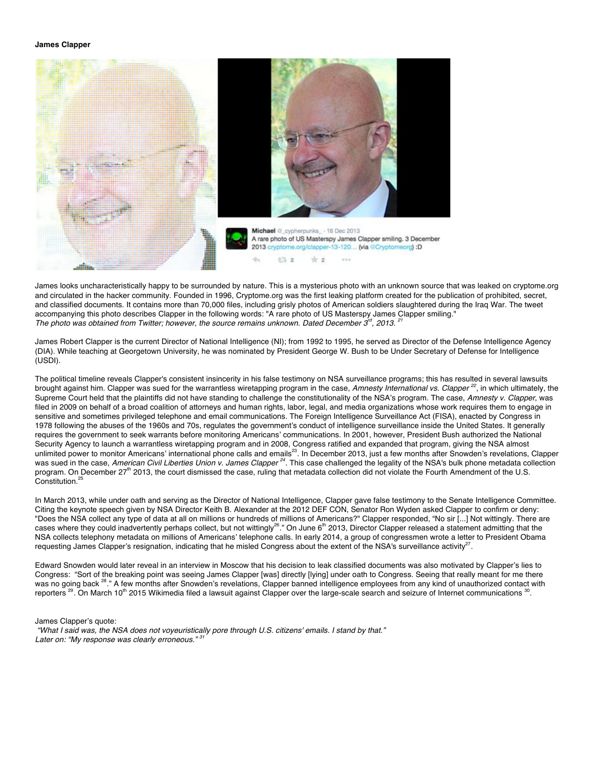**James Clapper**

Michael @_cypherpunks_ · 16 Dec 2013
A rare photo of US Masterspy James Clapper smiling. 3 December 2013 cryptome.org/clapper-13-120... (via @Cryptomeorg) :D

James looks uncharacteristically happy to be surrounded by nature. This is a mysterious photo with an unknown source that was leaked on cryptome.org and circulated in the hacker community. Founded in 1996, Cryptome.org was the first leaking platform created for the publication of prohibited, secret, and classified documents. It contains more than 70,000 files, including grisly photos of American soldiers slaughtered during the Iraq War. The tweet accompanying this photo describes Clapper in the following words: "A rare photo of US Masterspy James Clapper smiling."
*The photo was obtained from Twitter; however, the source remains unknown. Dated December 3rd, 2013.* [21]

James Robert Clapper is the current Director of National Intelligence (NI); from 1992 to 1995, he served as Director of the Defense Intelligence Agency (DIA). While teaching at Georgetown University, he was nominated by President George W. Bush to be Under Secretary of Defense for Intelligence (USDI).

The political timeline reveals Clapper's consistent insincerity in his false testimony on NSA surveillance programs; this has resulted in several lawsuits brought against him. Clapper was sued for the warrantless wiretapping program in the case, *Amnesty International vs. Clapper* [22], in which ultimately, the Supreme Court held that the plaintiffs did not have standing to challenge the constitutionality of the NSA's program. The case, *Amnesty v. Clapper*, was filed in 2009 on behalf of a broad coalition of attorneys and human rights, labor, legal, and media organizations whose work requires them to engage in sensitive and sometimes privileged telephone and email communications. The Foreign Intelligence Surveillance Act (FISA), enacted by Congress in 1978 following the abuses of the 1960s and 70s, regulates the government's conduct of intelligence surveillance inside the United States. It generally requires the government to seek warrants before monitoring Americans' communications. In 2001, however, President Bush authorized the National Security Agency to launch a warrantless wiretapping program and in 2008, Congress ratified and expanded that program, giving the NSA almost unlimited power to monitor Americans' international phone calls and emails[23]. In December 2013, just a few months after Snowden's revelations, Clapper was sued in the case, *American Civil Liberties Union v. James Clapper* [24]. This case challenged the legality of the NSA's bulk phone metadata collection program. On December 27th 2013, the court dismissed the case, ruling that metadata collection did not violate the Fourth Amendment of the U.S. Constitution.[25]

In March 2013, while under oath and serving as the Director of National Intelligence, Clapper gave false testimony to the Senate Intelligence Committee. Citing the keynote speech given by NSA Director Keith B. Alexander at the 2012 DEF CON, Senator Ron Wyden asked Clapper to confirm or deny: "Does the NSA collect any type of data at all on millions or hundreds of millions of Americans?" Clapper responded, "No sir [...] Not wittingly. There are cases where they could inadvertently perhaps collect, but not wittingly[26]." On June 6th 2013, Director Clapper released a statement admitting that the NSA collects telephony metadata on millions of Americans' telephone calls. In early 2014, a group of congressmen wrote a letter to President Obama requesting James Clapper's resignation, indicating that he misled Congress about the extent of the NSA's surveillance activity[27].

Edward Snowden would later reveal in an interview in Moscow that his decision to leak classified documents was also motivated by Clapper's lies to Congress: "Sort of the breaking point was seeing James Clapper [was] directly [lying] under oath to Congress. Seeing that really meant for me there was no going back [28]." A few months after Snowden's revelations, Clapper banned intelligence employees from any kind of unauthorized contact with reporters [29]. On March 10th 2015 Wikimedia filed a lawsuit against Clapper over the large-scale search and seizure of Internet communications [30].

James Clapper's quote:
*"What I said was, the NSA does not voyeuristically pore through U.S. citizens' emails. I stand by that."*
*Later on: "My response was clearly erroneous."* [31]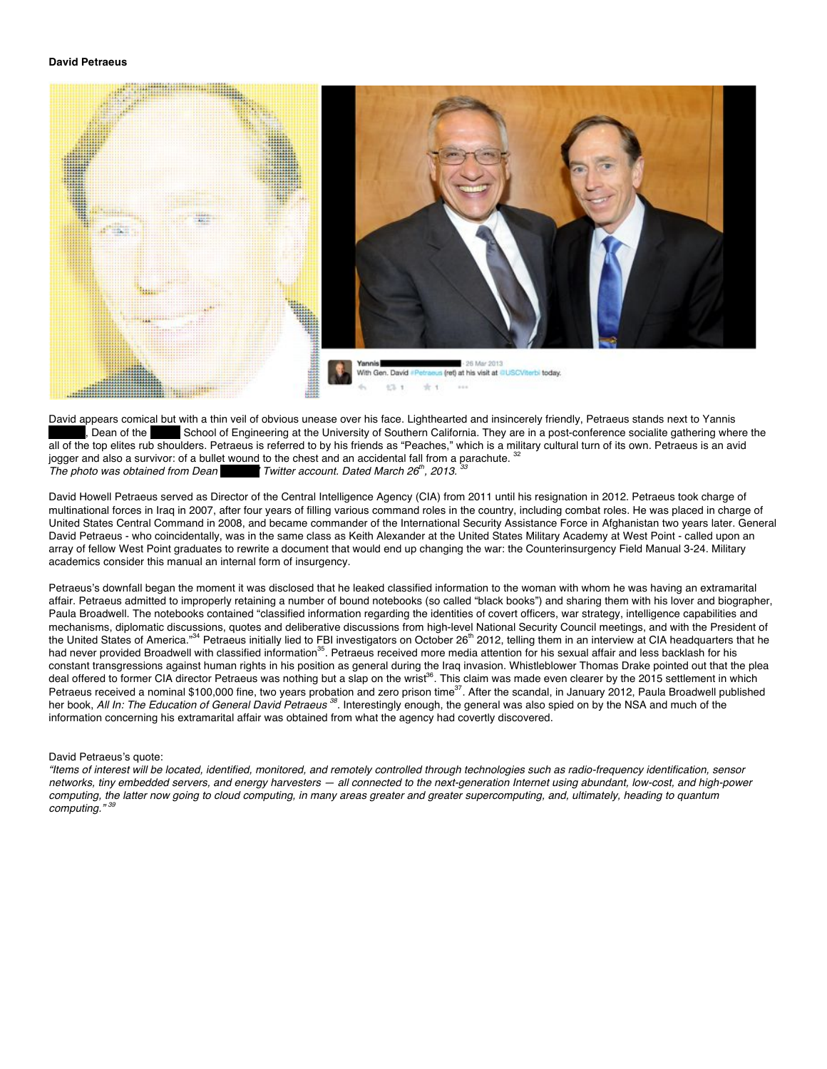**David Petraeus**

Yannis ██████ · 26 Mar 2013
With Gen. David #Petraeus (ret) at his visit at @USCViterbi today.

David appears comical but with a thin veil of obvious unease over his face. Lighthearted and insincerely friendly, Petraeus stands next to Yannis ██████, Dean of the █████ School of Engineering at the University of Southern California. They are in a post-conference socialite gathering where the all of the top elites rub shoulders. Petraeus is referred to by his friends as "Peaches," which is a military cultural turn of its own. Petraeus is an avid jogger and also a survivor: of a bullet wound to the chest and an accidental fall from a parachute. [32]
*The photo was obtained from Dean ██████ Twitter account. Dated March 26th, 2013.* [33]

David Howell Petraeus served as Director of the Central Intelligence Agency (CIA) from 2011 until his resignation in 2012. Petraeus took charge of multinational forces in Iraq in 2007, after four years of filling various command roles in the country, including combat roles. He was placed in charge of United States Central Command in 2008, and became commander of the International Security Assistance Force in Afghanistan two years later. General David Petraeus - who coincidentally, was in the same class as Keith Alexander at the United States Military Academy at West Point - called upon an array of fellow West Point graduates to rewrite a document that would end up changing the war: the Counterinsurgency Field Manual 3-24. Military academics consider this manual an internal form of insurgency.

Petraeus's downfall began the moment it was disclosed that he leaked classified information to the woman with whom he was having an extramarital affair. Petraeus admitted to improperly retaining a number of bound notebooks (so called "black books") and sharing them with his lover and biographer, Paula Broadwell. The notebooks contained "classified information regarding the identities of covert officers, war strategy, intelligence capabilities and mechanisms, diplomatic discussions, quotes and deliberative discussions from high-level National Security Council meetings, and with the President of the United States of America."[34] Petraeus initially lied to FBI investigators on October 26th 2012, telling them in an interview at CIA headquarters that he had never provided Broadwell with classified information[35]. Petraeus received more media attention for his sexual affair and less backlash for his constant transgressions against human rights in his position as general during the Iraq invasion. Whistleblower Thomas Drake pointed out that the plea deal offered to former CIA director Petraeus was nothing but a slap on the wrist[36]. This claim was made even clearer by the 2015 settlement in which Petraeus received a nominal $100,000 fine, two years probation and zero prison time[37]. After the scandal, in January 2012, Paula Broadwell published her book, *All In: The Education of General David Petraeus* [38]. Interestingly enough, the general was also spied on by the NSA and much of the information concerning his extramarital affair was obtained from what the agency had covertly discovered.

David Petraeus's quote:
*"Items of interest will be located, identified, monitored, and remotely controlled through technologies such as radio-frequency identification, sensor networks, tiny embedded servers, and energy harvesters — all connected to the next-generation Internet using abundant, low-cost, and high-power computing, the latter now going to cloud computing, in many areas greater and greater supercomputing, and, ultimately, heading to quantum computing."* [39]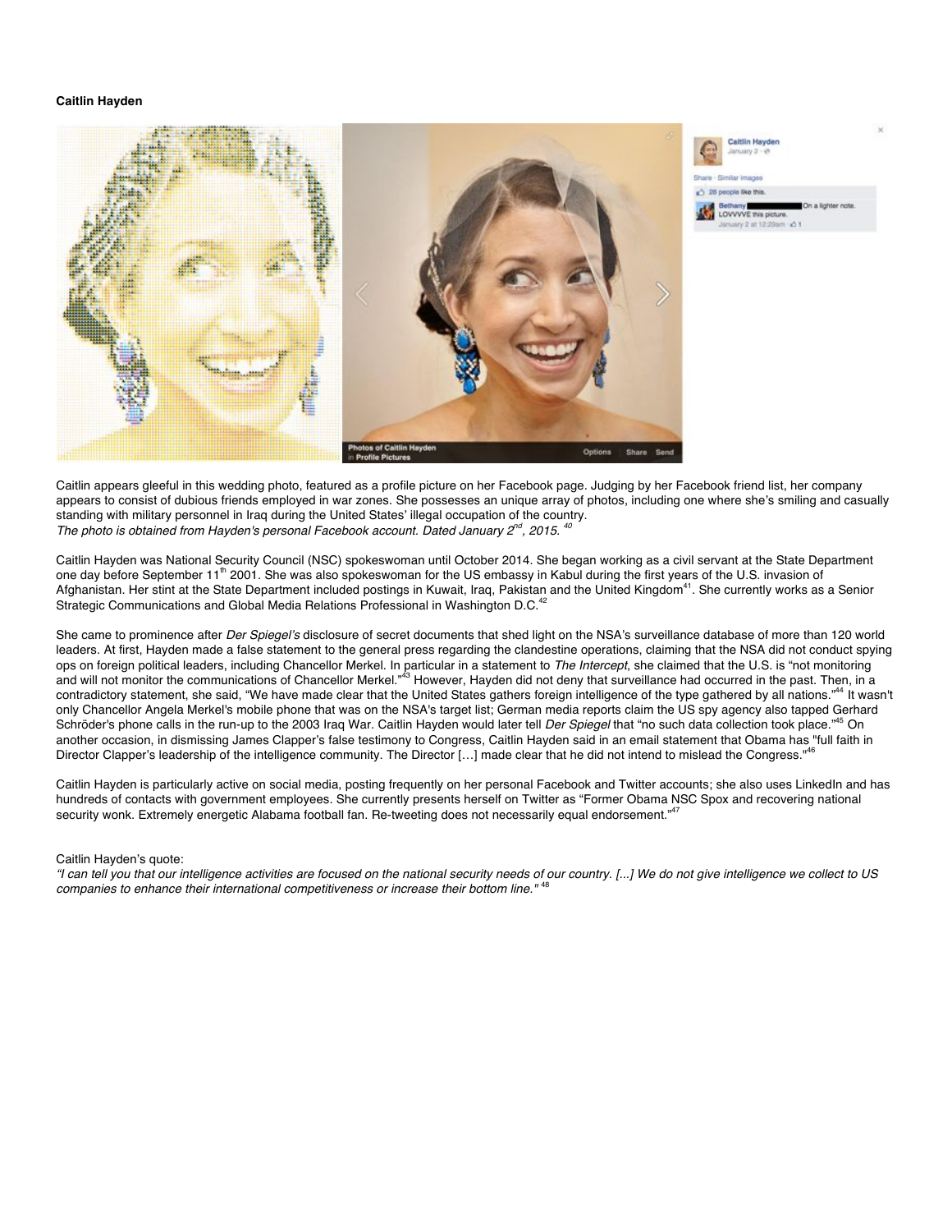**Caitlin Hayden**

Caitlin appears gleeful in this wedding photo, featured as a profile picture on her Facebook page. Judging by her Facebook friend list, her company appears to consist of dubious friends employed in war zones. She possesses an unique array of photos, including one where she's smiling and casually standing with military personnel in Iraq during the United States' illegal occupation of the country.
*The photo is obtained from Hayden's personal Facebook account. Dated January 2nd, 2015.* [40]

Caitlin Hayden was National Security Council (NSC) spokeswoman until October 2014. She began working as a civil servant at the State Department one day before September 11th 2001. She was also spokeswoman for the US embassy in Kabul during the first years of the U.S. invasion of Afghanistan. Her stint at the State Department included postings in Kuwait, Iraq, Pakistan and the United Kingdom[41]. She currently works as a Senior Strategic Communications and Global Media Relations Professional in Washington D.C.[42]

She came to prominence after *Der Spiegel's* disclosure of secret documents that shed light on the NSA's surveillance database of more than 120 world leaders. At first, Hayden made a false statement to the general press regarding the clandestine operations, claiming that the NSA did not conduct spying ops on foreign political leaders, including Chancellor Merkel. In particular in a statement to *The Intercept*, she claimed that the U.S. is "not monitoring and will not monitor the communications of Chancellor Merkel."[43] However, Hayden did not deny that surveillance had occurred in the past. Then, in a contradictory statement, she said, "We have made clear that the United States gathers foreign intelligence of the type gathered by all nations."[44] It wasn't only Chancellor Angela Merkel's mobile phone that was on the NSA's target list; German media reports claim the US spy agency also tapped Gerhard Schröder's phone calls in the run-up to the 2003 Iraq War. Caitlin Hayden would later tell *Der Spiegel* that "no such data collection took place."[45] On another occasion, in dismissing James Clapper's false testimony to Congress, Caitlin Hayden said in an email statement that Obama has "full faith in Director Clapper's leadership of the intelligence community. The Director […] made clear that he did not intend to mislead the Congress."[46]

Caitlin Hayden is particularly active on social media, posting frequently on her personal Facebook and Twitter accounts; she also uses LinkedIn and has hundreds of contacts with government employees. She currently presents herself on Twitter as "Former Obama NSC Spox and recovering national security wonk. Extremely energetic Alabama football fan. Re-tweeting does not necessarily equal endorsement."[47]

Caitlin Hayden's quote:
*"I can tell you that our intelligence activities are focused on the national security needs of our country. [...] We do not give intelligence we collect to US companies to enhance their international competitiveness or increase their bottom line."* [48]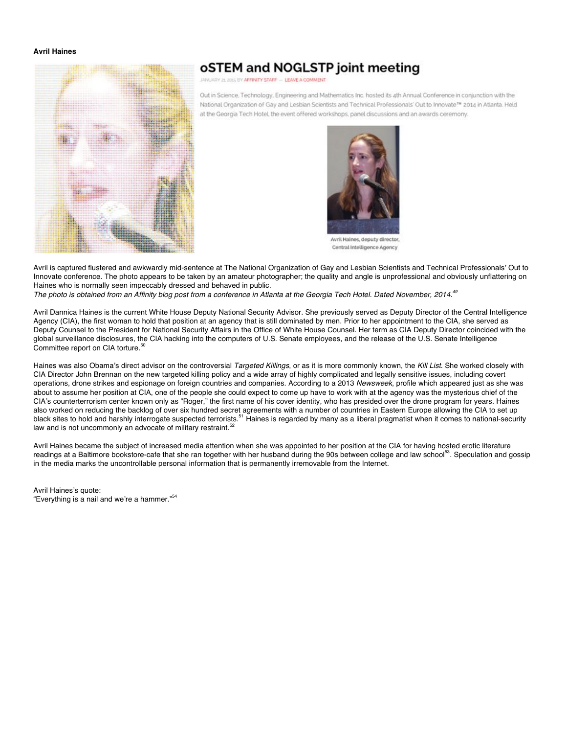**Avril Haines**

# oSTEM and NOGLSTP joint meeting

JANUARY 21, 2015 BY AFFINITY STAFF — LEAVE A COMMENT

Out in Science, Technology, Engineering and Mathematics Inc. hosted its 4th Annual Conference in conjunction with the National Organization of Gay and Lesbian Scientists and Technical Professionals' Out to Innovate™ 2014 in Atlanta. Held at the Georgia Tech Hotel, the event offered workshops, panel discussions and an awards ceremony.

Avril Haines, deputy director, Central Intelligence Agency

Avril is captured flustered and awkwardly mid-sentence at The National Organization of Gay and Lesbian Scientists and Technical Professionals' Out to Innovate conference. The photo appears to be taken by an amateur photographer; the quality and angle is unprofessional and obviously unflattering on Haines who is normally seen impeccably dressed and behaved in public.
*The photo is obtained from an Affinity blog post from a conference in Atlanta at the Georgia Tech Hotel. Dated November, 2014.*[49]

Avril Dannica Haines is the current White House Deputy National Security Advisor. She previously served as Deputy Director of the Central Intelligence Agency (CIA), the first woman to hold that position at an agency that is still dominated by men. Prior to her appointment to the CIA, she served as Deputy Counsel to the President for National Security Affairs in the Office of White House Counsel. Her term as CIA Deputy Director coincided with the global surveillance disclosures, the CIA hacking into the computers of U.S. Senate employees, and the release of the U.S. Senate Intelligence Committee report on CIA torture.[50]

Haines was also Obama's direct advisor on the controversial *Targeted Killings*, or as it is more commonly known, the *Kill List*. She worked closely with CIA Director John Brennan on the new targeted killing policy and a wide array of highly complicated and legally sensitive issues, including covert operations, drone strikes and espionage on foreign countries and companies. According to a 2013 *Newsweek*, profile which appeared just as she was about to assume her position at CIA, one of the people she could expect to come up have to work with at the agency was the mysterious chief of the CIA's counterterrorism center known only as "Roger," the first name of his cover identity, who has presided over the drone program for years. Haines also worked on reducing the backlog of over six hundred secret agreements with a number of countries in Eastern Europe allowing the CIA to set up black sites to hold and harshly interrogate suspected terrorists.[51] Haines is regarded by many as a liberal pragmatist when it comes to national-security law and is not uncommonly an advocate of military restraint.[52]

Avril Haines became the subject of increased media attention when she was appointed to her position at the CIA for having hosted erotic literature readings at a Baltimore bookstore-cafe that she ran together with her husband during the 90s between college and law school[53]. Speculation and gossip in the media marks the uncontrollable personal information that is permanently irremovable from the Internet.

Avril Haines's quote:
"Everything is a nail and we're a hammer."[54]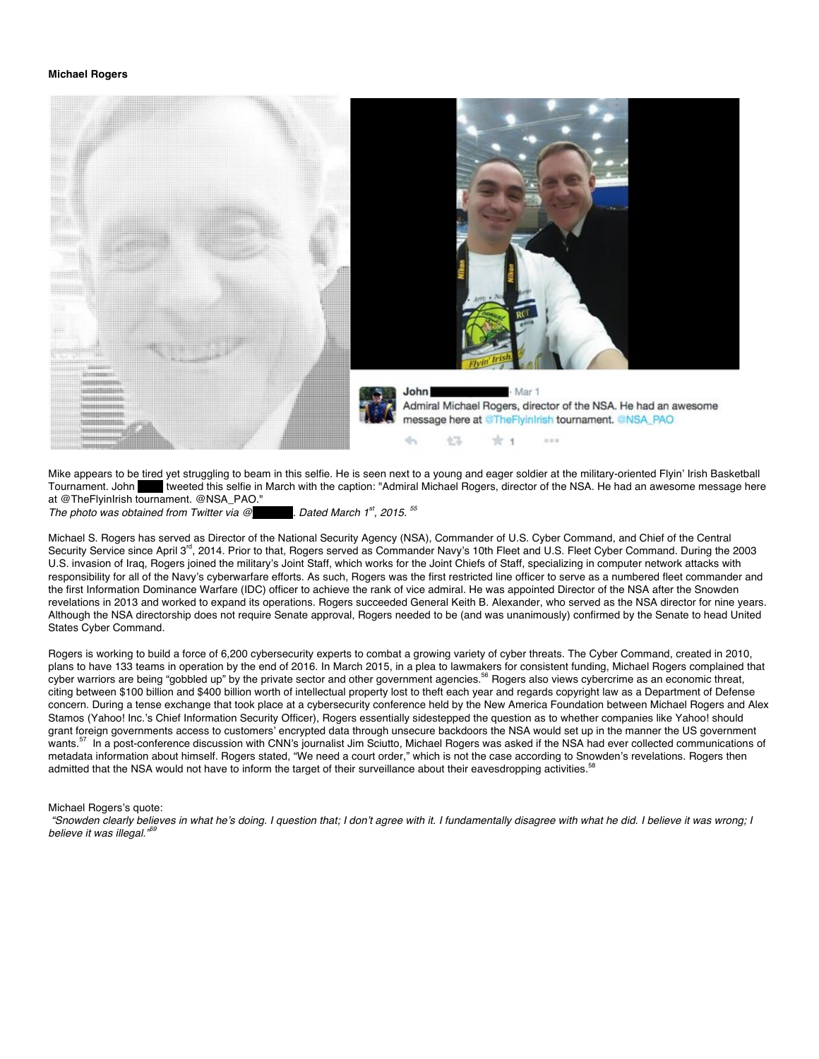**Michael Rogers**

John ████ - Mar 1
Admiral Michael Rogers, director of the NSA. He had an awesome message here at @TheFlyinIrish tournament. @NSA_PAO

Mike appears to be tired yet struggling to beam in this selfie. He is seen next to a young and eager soldier at the military-oriented Flyin' Irish Basketball Tournament. John ████ tweeted this selfie in March with the caption: "Admiral Michael Rogers, director of the NSA. He had an awesome message here at @TheFlyinIrish tournament. @NSA_PAO."
*The photo was obtained from Twitter via @████. Dated March 1st, 2015.* [55]

Michael S. Rogers has served as Director of the National Security Agency (NSA), Commander of U.S. Cyber Command, and Chief of the Central Security Service since April 3rd, 2014. Prior to that, Rogers served as Commander Navy's 10th Fleet and U.S. Fleet Cyber Command. During the 2003 U.S. invasion of Iraq, Rogers joined the military's Joint Staff, which works for the Joint Chiefs of Staff, specializing in computer network attacks with responsibility for all of the Navy's cyberwarfare efforts. As such, Rogers was the first restricted line officer to serve as a numbered fleet commander and the first Information Dominance Warfare (IDC) officer to achieve the rank of vice admiral. He was appointed Director of the NSA after the Snowden revelations in 2013 and worked to expand its operations. Rogers succeeded General Keith B. Alexander, who served as the NSA director for nine years. Although the NSA directorship does not require Senate approval, Rogers needed to be (and was unanimously) confirmed by the Senate to head United States Cyber Command.

Rogers is working to build a force of 6,200 cybersecurity experts to combat a growing variety of cyber threats. The Cyber Command, created in 2010, plans to have 133 teams in operation by the end of 2016. In March 2015, in a plea to lawmakers for consistent funding, Michael Rogers complained that cyber warriors are being "gobbled up" by the private sector and other government agencies.[56] Rogers also views cybercrime as an economic threat, citing between $100 billion and $400 billion worth of intellectual property lost to theft each year and regards copyright law as a Department of Defense concern. During a tense exchange that took place at a cybersecurity conference held by the New America Foundation between Michael Rogers and Alex Stamos (Yahoo! Inc.'s Chief Information Security Officer), Rogers essentially sidestepped the question as to whether companies like Yahoo! should grant foreign governments access to customers' encrypted data through unsecure backdoors the NSA would set up in the manner the US government wants.[57] In a post-conference discussion with CNN's journalist Jim Sciutto, Michael Rogers was asked if the NSA had ever collected communications of metadata information about himself. Rogers stated, "We need a court order," which is not the case according to Snowden's revelations. Rogers then admitted that the NSA would not have to inform the target of their surveillance about their eavesdropping activities.[58]

Michael Rogers's quote:
*"Snowden clearly believes in what he's doing. I question that; I don't agree with it. I fundamentally disagree with what he did. I believe it was wrong; I believe it was illegal."*[59]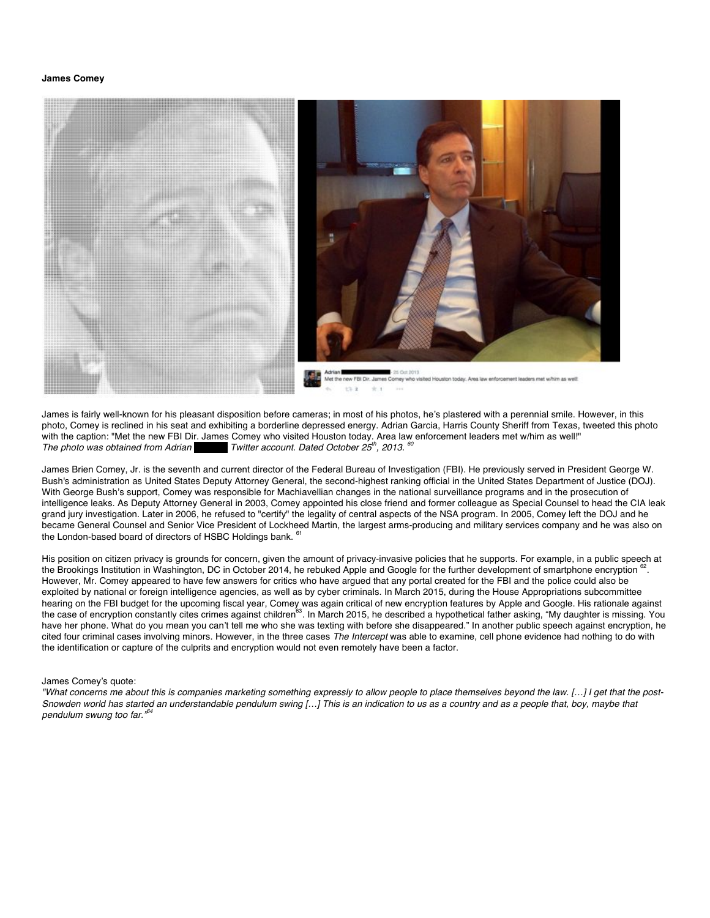**James Comey**

James is fairly well-known for his pleasant disposition before cameras; in most of his photos, he's plastered with a perennial smile. However, in this photo, Comey is reclined in his seat and exhibiting a borderline depressed energy. Adrian Garcia, Harris County Sheriff from Texas, tweeted this photo with the caption: "Met the new FBI Dir. James Comey who visited Houston today. Area law enforcement leaders met w/him as well!"
*The photo was obtained from Adrian ██████ Twitter account. Dated October 25th, 2013.* [60]

James Brien Comey, Jr. is the seventh and current director of the Federal Bureau of Investigation (FBI). He previously served in President George W. Bush's administration as United States Deputy Attorney General, the second-highest ranking official in the United States Department of Justice (DOJ). With George Bush's support, Comey was responsible for Machiavellian changes in the national surveillance programs and in the prosecution of intelligence leaks. As Deputy Attorney General in 2003, Comey appointed his close friend and former colleague as Special Counsel to head the CIA leak grand jury investigation. Later in 2006, he refused to "certify" the legality of central aspects of the NSA program. In 2005, Comey left the DOJ and he became General Counsel and Senior Vice President of Lockheed Martin, the largest arms-producing and military services company and he was also on the London-based board of directors of HSBC Holdings bank. [61]

His position on citizen privacy is grounds for concern, given the amount of privacy-invasive policies that he supports. For example, in a public speech at the Brookings Institution in Washington, DC in October 2014, he rebuked Apple and Google for the further development of smartphone encryption [62]. However, Mr. Comey appeared to have few answers for critics who have argued that any portal created for the FBI and the police could also be exploited by national or foreign intelligence agencies, as well as by cyber criminals. In March 2015, during the House Appropriations subcommittee hearing on the FBI budget for the upcoming fiscal year, Comey was again critical of new encryption features by Apple and Google. His rationale against the case of encryption constantly cites crimes against children[63]. In March 2015, he described a hypothetical father asking, "My daughter is missing. You have her phone. What do you mean you can't tell me who she was texting with before she disappeared." In another public speech against encryption, he cited four criminal cases involving minors. However, in the three cases *The Intercept* was able to examine, cell phone evidence had nothing to do with the identification or capture of the culprits and encryption would not even remotely have been a factor.

James Comey's quote:
*"What concerns me about this is companies marketing something expressly to allow people to place themselves beyond the law. […] I get that the post-Snowden world has started an understandable pendulum swing […] This is an indication to us as a country and as a people that, boy, maybe that pendulum swung too far."*[64]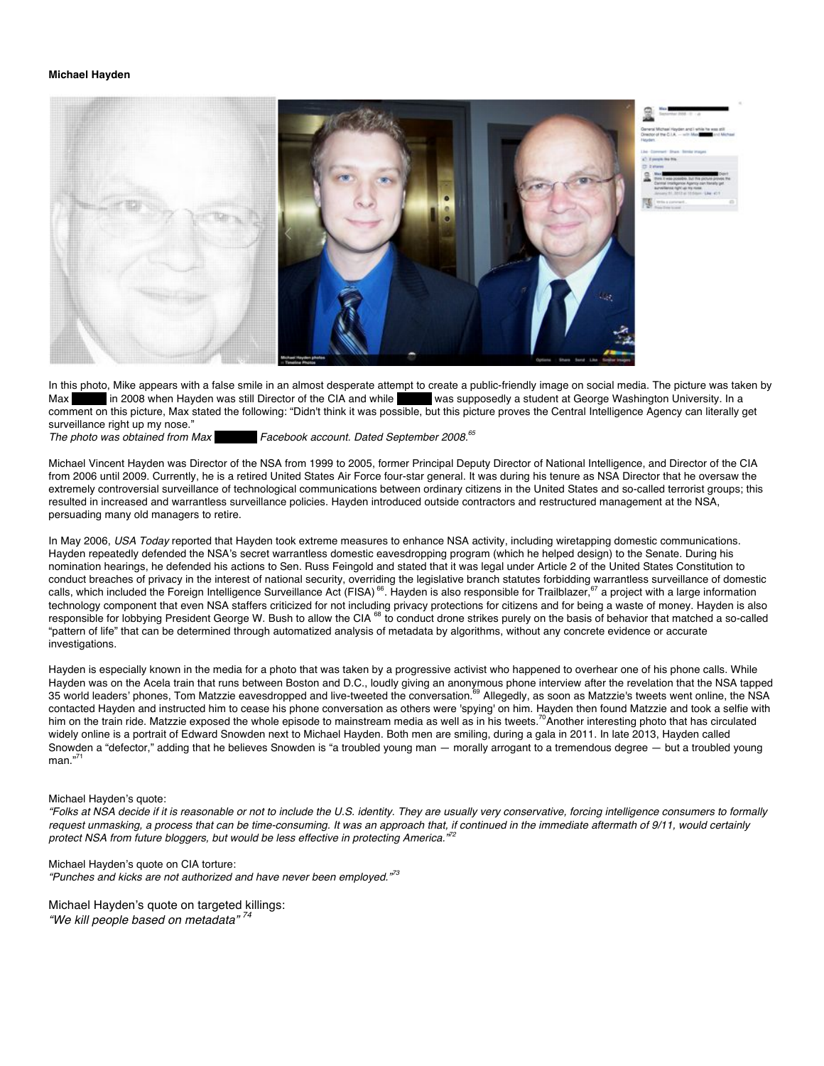**Michael Hayden**

In this photo, Mike appears with a false smile in an almost desperate attempt to create a public-friendly image on social media. The picture was taken by Max ██████ in 2008 when Hayden was still Director of the CIA and while ██████ was supposedly a student at George Washington University. In a comment on this picture, Max stated the following: "Didn't think it was possible, but this picture proves the Central Intelligence Agency can literally get surveillance right up my nose."

*The photo was obtained from Max ██████ Facebook account. Dated September 2008.*[65]

Michael Vincent Hayden was Director of the NSA from 1999 to 2005, former Principal Deputy Director of National Intelligence, and Director of the CIA from 2006 until 2009. Currently, he is a retired United States Air Force four-star general. It was during his tenure as NSA Director that he oversaw the extremely controversial surveillance of technological communications between ordinary citizens in the United States and so-called terrorist groups; this resulted in increased and warrantless surveillance policies. Hayden introduced outside contractors and restructured management at the NSA, persuading many old managers to retire.

In May 2006, *USA Today* reported that Hayden took extreme measures to enhance NSA activity, including wiretapping domestic communications. Hayden repeatedly defended the NSA's secret warrantless domestic eavesdropping program (which he helped design) to the Senate. During his nomination hearings, he defended his actions to Sen. Russ Feingold and stated that it was legal under Article 2 of the United States Constitution to conduct breaches of privacy in the interest of national security, overriding the legislative branch statutes forbidding warrantless surveillance of domestic calls, which included the Foreign Intelligence Surveillance Act (FISA) [66]. Hayden is also responsible for Trailblazer,[67] a project with a large information technology component that even NSA staffers criticized for not including privacy protections for citizens and for being a waste of money. Hayden is also responsible for lobbying President George W. Bush to allow the CIA [68] to conduct drone strikes purely on the basis of behavior that matched a so-called "pattern of life" that can be determined through automatized analysis of metadata by algorithms, without any concrete evidence or accurate investigations.

Hayden is especially known in the media for a photo that was taken by a progressive activist who happened to overhear one of his phone calls. While Hayden was on the Acela train that runs between Boston and D.C., loudly giving an anonymous phone interview after the revelation that the NSA tapped 35 world leaders' phones, Tom Matzzie eavesdropped and live-tweeted the conversation.[69] Allegedly, as soon as Matzzie's tweets went online, the NSA contacted Hayden and instructed him to cease his phone conversation as others were 'spying' on him. Hayden then found Matzzie and took a selfie with him on the train ride. Matzzie exposed the whole episode to mainstream media as well as in his tweets.[70] Another interesting photo that has circulated widely online is a portrait of Edward Snowden next to Michael Hayden. Both men are smiling, during a gala in 2011. In late 2013, Hayden called Snowden a "defector," adding that he believes Snowden is "a troubled young man — morally arrogant to a tremendous degree — but a troubled young man."[71]

Michael Hayden's quote:
*"Folks at NSA decide if it is reasonable or not to include the U.S. identity. They are usually very conservative, forcing intelligence consumers to formally request unmasking, a process that can be time-consuming. It was an approach that, if continued in the immediate aftermath of 9/11, would certainly protect NSA from future bloggers, but would be less effective in protecting America."*[72]

Michael Hayden's quote on CIA torture:
*"Punches and kicks are not authorized and have never been employed."*[73]

Michael Hayden's quote on targeted killings:
*"We kill people based on metadata"* [74]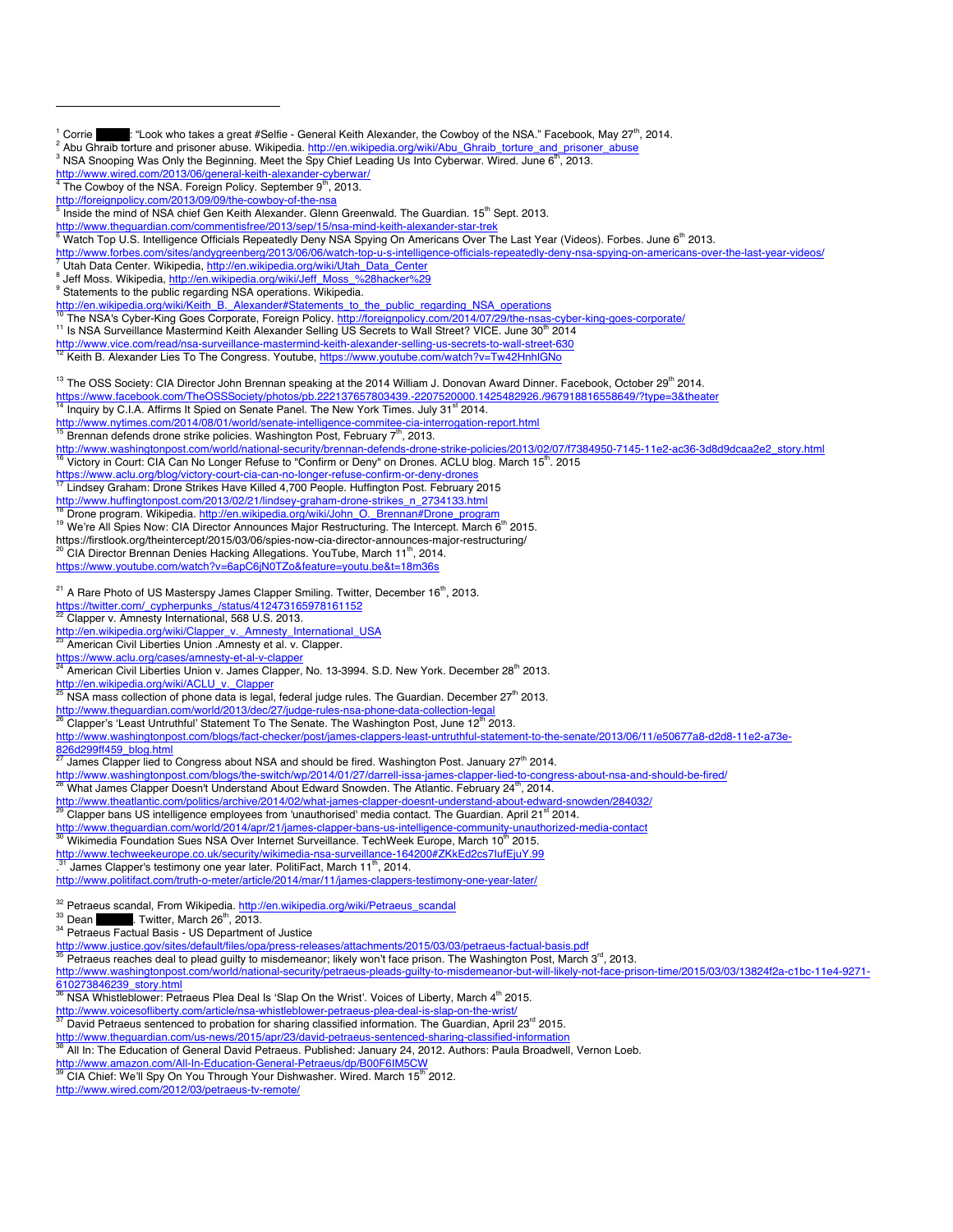[1] Corrie ■■■■■: "Look who takes a great #Selfie - General Keith Alexander, the Cowboy of the NSA." Facebook, May 27th, 2014.
[2] Abu Ghraib torture and prisoner abuse. Wikipedia. http://en.wikipedia.org/wiki/Abu_Ghraib_torture_and_prisoner_abuse
[3] NSA Snooping Was Only the Beginning. Meet the Spy Chief Leading Us Into Cyberwar. Wired. June 6th, 2013. http://www.wired.com/2013/06/general-keith-alexander-cyberwar/
[4] The Cowboy of the NSA. Foreign Policy. September 9th, 2013. http://foreignpolicy.com/2013/09/09/the-cowboy-of-the-nsa
[5] Inside the mind of NSA chief Gen Keith Alexander. Glenn Greenwald. The Guardian. 15th Sept. 2013. http://www.theguardian.com/commentisfree/2013/sep/15/nsa-mind-keith-alexander-star-trek
[6] Watch Top U.S. Intelligence Officials Repeatedly Deny NSA Spying On Americans Over The Last Year (Videos). Forbes. June 6th 2013. http://www.forbes.com/sites/andygreenberg/2013/06/06/watch-top-u-s-intelligence-officials-repeatedly-deny-nsa-spying-on-americans-over-the-last-year-videos/
[7] Utah Data Center. Wikipedia, http://en.wikipedia.org/wiki/Utah_Data_Center
[8] Jeff Moss. Wikipedia, http://en.wikipedia.org/wiki/Jeff_Moss_%28hacker%29
[9] Statements to the public regarding NSA operations. Wikipedia. http://en.wikipedia.org/wiki/Keith_B._Alexander#Statements_to_the_public_regarding_NSA_operations
[10] The NSA's Cyber-King Goes Corporate, Foreign Policy. http://foreignpolicy.com/2014/07/29/the-nsas-cyber-king-goes-corporate/
[11] Is NSA Surveillance Mastermind Keith Alexander Selling US Secrets to Wall Street? VICE. June 30th 2014 http://www.vice.com/read/nsa-surveillance-mastermind-keith-alexander-selling-us-secrets-to-wall-street-630
[12] Keith B. Alexander Lies To The Congress. Youtube, https://www.youtube.com/watch?v=Tw42HnhlGNo

[13] The OSS Society: CIA Director John Brennan speaking at the 2014 William J. Donovan Award Dinner. Facebook, October 29th 2014. https://www.facebook.com/TheOSSSociety/photos/pb.222137657803439.-2207520000.1425482926./967918816558649/?type=3&theater
[14] Inquiry by C.I.A. Affirms It Spied on Senate Panel. The New York Times. July 31st 2014. http://www.nytimes.com/2014/08/01/world/senate-intelligence-commitee-cia-interrogation-report.html
[15] Brennan defends drone strike policies. Washington Post, February 7th, 2013. http://www.washingtonpost.com/world/national-security/brennan-defends-drone-strike-policies/2013/02/07/f7384950-7145-11e2-ac36-3d8d9dcaa2e2_story.html
[16] Victory in Court: CIA Can No Longer Refuse to "Confirm or Deny" on Drones. ACLU blog. March 15th. 2015 https://www.aclu.org/blog/victory-court-cia-can-no-longer-refuse-confirm-or-deny-drones
[17] Lindsey Graham: Drone Strikes Have Killed 4,700 People. Huffington Post. February 2015 http://www.huffingtonpost.com/2013/02/21/lindsey-graham-drone-strikes_n_2734133.html
[18] Drone program. Wikipedia. http://en.wikipedia.org/wiki/John_O._Brennan#Drone_program
[19] We're All Spies Now: CIA Director Announces Major Restructuring. The Intercept. March 6th 2015. https://firstlook.org/theintercept/2015/03/06/spies-now-cia-director-announces-major-restructuring/
[20] CIA Director Brennan Denies Hacking Allegations. YouTube, March 11th, 2014. https://www.youtube.com/watch?v=6apC6jN0TZo&feature=youtu.be&t=18m36s

[21] A Rare Photo of US Masterspy James Clapper Smiling. Twitter, December 16th, 2013. https://twitter.com/_cypherpunks_/status/412473165978161152
[22] Clapper v. Amnesty International, 568 U.S. 2013. http://en.wikipedia.org/wiki/Clapper_v._Amnesty_International_USA
[23] American Civil Liberties Union .Amnesty et al. v. Clapper. https://www.aclu.org/cases/amnesty-et-al-v-clapper
[24] American Civil Liberties Union v. James Clapper, No. 13-3994. S.D. New York. December 28th 2013. http://en.wikipedia.org/wiki/ACLU_v._Clapper
[25] NSA mass collection of phone data is legal, federal judge rules. The Guardian. December 27th 2013. http://www.theguardian.com/world/2013/dec/27/judge-rules-nsa-phone-data-collection-legal
[26] Clapper's 'Least Untruthful' Statement To The Senate. The Washington Post, June 12th 2013. http://www.washingtonpost.com/blogs/fact-checker/post/james-clappers-least-untruthful-statement-to-the-senate/2013/06/11/e50677a8-d2d8-11e2-a73e-826d299ff459_blog.html
[27] James Clapper lied to Congress about NSA and should be fired. Washington Post. January 27th 2014. http://www.washingtonpost.com/blogs/the-switch/wp/2014/01/27/darrell-issa-james-clapper-lied-to-congress-about-nsa-and-should-be-fired/
[28] What James Clapper Doesn't Understand About Edward Snowden. The Atlantic. February 24th, 2014. http://www.theatlantic.com/politics/archive/2014/02/what-james-clapper-doesnt-understand-about-edward-snowden/284032/
[29] Clapper bans US intelligence employees from 'unauthorised' media contact. The Guardian. April 21st 2014. http://www.theguardian.com/world/2014/apr/21/james-clapper-bans-us-intelligence-community-unauthorized-media-contact
[30] Wikimedia Foundation Sues NSA Over Internet Surveillance. TechWeek Europe, March 10th 2015. http://www.techweekeurope.co.uk/security/wikimedia-nsa-surveillance-164200#ZKkEd2cs7IufEjuY.99
[31] James Clapper's testimony one year later. PolitiFact, March 11th, 2014. http://www.politifact.com/truth-o-meter/article/2014/mar/11/james-clappers-testimony-one-year-later/

[32] Petraeus scandal, From Wikipedia. http://en.wikipedia.org/wiki/Petraeus_scandal
[33] Dean ■■■■■. Twitter, March 26th, 2013.
[34] Petraeus Factual Basis - US Department of Justice http://www.justice.gov/sites/default/files/opa/press-releases/attachments/2015/03/03/petraeus-factual-basis.pdf
[35] Petraeus reaches deal to plead guilty to misdemeanor; likely won't face prison. The Washington Post, March 3rd, 2013. http://www.washingtonpost.com/world/national-security/petraeus-pleads-guilty-to-misdemeanor-but-will-likely-not-face-prison-time/2015/03/03/13824f2a-c1bc-11e4-9271-610273846239_story.html
[36] NSA Whistleblower: Petraeus Plea Deal Is 'Slap On the Wrist'. Voices of Liberty, March 4th 2015. http://www.voicesofliberty.com/article/nsa-whistleblower-petraeus-plea-deal-is-slap-on-the-wrist/
[37] David Petraeus sentenced to probation for sharing classified information. The Guardian, April 23rd 2015. http://www.theguardian.com/us-news/2015/apr/23/david-petraeus-sentenced-sharing-classified-information
[38] All In: The Education of General David Petraeus. Published: January 24, 2012. Authors: Paula Broadwell, Vernon Loeb. http://www.amazon.com/All-In-Education-General-Petraeus/dp/B00F6IM5CW
[39] CIA Chief: We'll Spy On You Through Your Dishwasher. Wired. March 15th 2012. http://www.wired.com/2012/03/petraeus-tv-remote/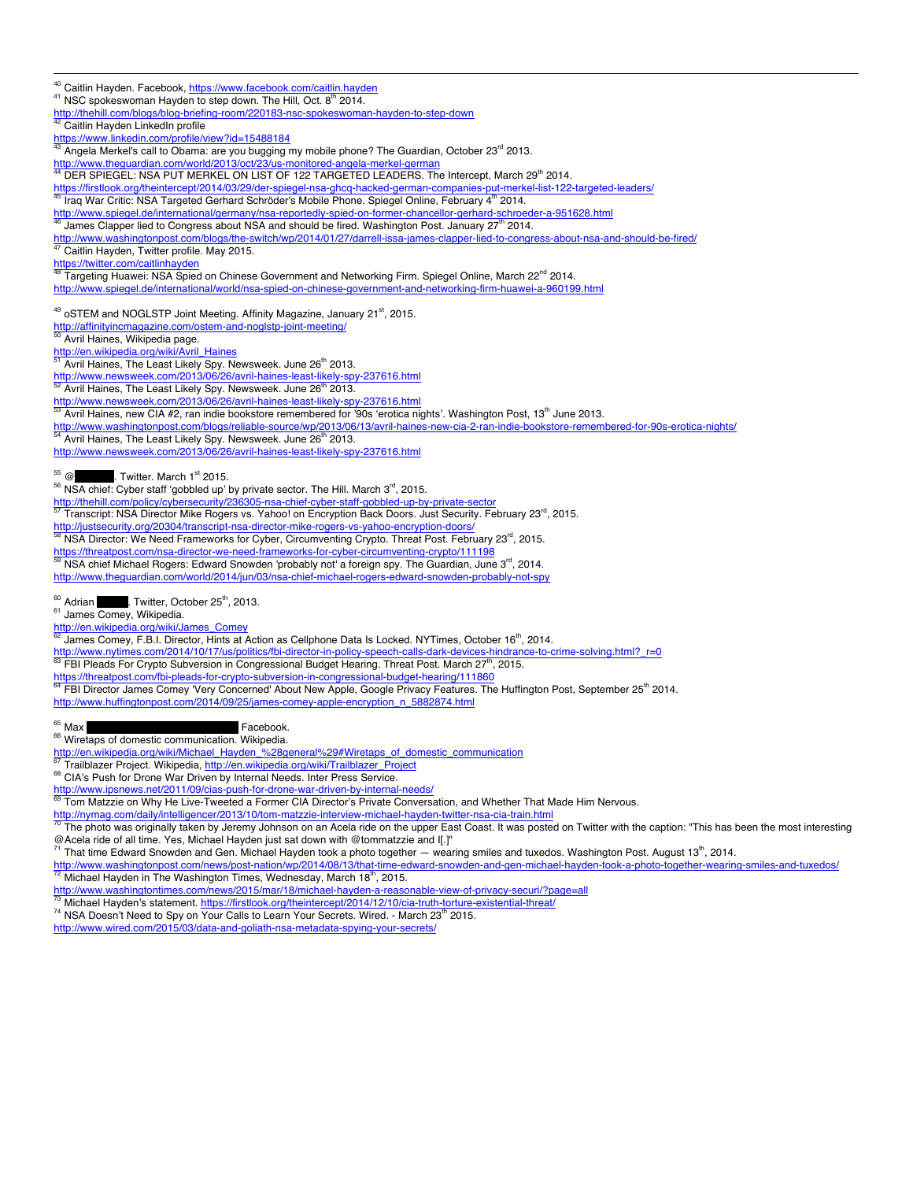[40] Caitlin Hayden. Facebook, https://www.facebook.com/caitlin.hayden

[41] NSC spokeswoman Hayden to step down. The Hill, Oct. 8th 2014.
http://thehill.com/blogs/blog-briefing-room/220183-nsc-spokeswoman-hayden-to-step-down

[42] Caitlin Hayden LinkedIn profile
https://www.linkedin.com/profile/view?id=15488184

[43] Angela Merkel's call to Obama: are you bugging my mobile phone? The Guardian, October 23rd 2013.
http://www.theguardian.com/world/2013/oct/23/us-monitored-angela-merkel-german

[44] DER SPIEGEL: NSA PUT MERKEL ON LIST OF 122 TARGETED LEADERS. The Intercept, March 29th 2014.
https://firstlook.org/theintercept/2014/03/29/der-spiegel-nsa-ghcq-hacked-german-companies-put-merkel-list-122-targeted-leaders/

[45] Iraq War Critic: NSA Targeted Gerhard Schröder's Mobile Phone. Spiegel Online, February 4th 2014.
http://www.spiegel.de/international/germany/nsa-reportedly-spied-on-former-chancellor-gerhard-schroeder-a-951628.html

[46] James Clapper lied to Congress about NSA and should be fired. Washington Post. January 27th 2014.
http://www.washingtonpost.com/blogs/the-switch/wp/2014/01/27/darrell-issa-james-clapper-lied-to-congress-about-nsa-and-should-be-fired/

[47] Caitlin Hayden, Twitter profile. May 2015.
https://twitter.com/caitlinhayden

[48] Targeting Huawei: NSA Spied on Chinese Government and Networking Firm. Spiegel Online, March 22nd 2014.
http://www.spiegel.de/international/world/nsa-spied-on-chinese-government-and-networking-firm-huawei-a-960199.html

[49] oSTEM and NOGLSTP Joint Meeting. Affinity Magazine, January 21st, 2015.
http://affinityincmagazine.com/ostem-and-noglstp-joint-meeting/

[50] Avril Haines, Wikipedia page.
http://en.wikipedia.org/wiki/Avril_Haines

[51] Avril Haines, The Least Likely Spy. Newsweek. June 26th 2013.
http://www.newsweek.com/2013/06/26/avril-haines-least-likely-spy-237616.html

[52] Avril Haines, The Least Likely Spy. Newsweek. June 26th 2013.
http://www.newsweek.com/2013/06/26/avril-haines-least-likely-spy-237616.html

[53] Avril Haines, new CIA #2, ran indie bookstore remembered for '90s 'erotica nights'. Washington Post, 13th June 2013.
http://www.washingtonpost.com/blogs/reliable-source/wp/2013/06/13/avril-haines-new-cia-2-ran-indie-bookstore-remembered-for-90s-erotica-nights/

[54] Avril Haines, The Least Likely Spy. Newsweek. June 26th 2013.
http://www.newsweek.com/2013/06/26/avril-haines-least-likely-spy-237616.html

[55] @[REDACTED]. Twitter. March 1st 2015.

[56] NSA chief: Cyber staff 'gobbled up' by private sector. The Hill. March 3rd, 2015.
http://thehill.com/policy/cybersecurity/236305-nsa-chief-cyber-staff-gobbled-up-by-private-sector

[57] Transcript: NSA Director Mike Rogers vs. Yahoo! on Encryption Back Doors. Just Security. February 23rd, 2015.
http://justsecurity.org/20304/transcript-nsa-director-mike-rogers-vs-yahoo-encryption-doors/

[58] NSA Director: We Need Frameworks for Cyber, Circumventing Crypto. Threat Post. February 23rd, 2015.
https://threatpost.com/nsa-director-we-need-frameworks-for-cyber-circumventing-crypto/111198

[59] NSA chief Michael Rogers: Edward Snowden 'probably not' a foreign spy. The Guardian, June 3rd, 2014.
http://www.theguardian.com/world/2014/jun/03/nsa-chief-michael-rogers-edward-snowden-probably-not-spy

[60] Adrian [REDACTED]. Twitter, October 25th, 2013.

[61] James Comey, Wikipedia.
http://en.wikipedia.org/wiki/James_Comey

[62] James Comey, F.B.I. Director, Hints at Action as Cellphone Data Is Locked. NYTimes, October 16th, 2014.
http://www.nytimes.com/2014/10/17/us/politics/fbi-director-in-policy-speech-calls-dark-devices-hindrance-to-crime-solving.html?_r=0

[63] FBI Pleads For Crypto Subversion in Congressional Budget Hearing. Threat Post. March 27th, 2015.
https://threatpost.com/fbi-pleads-for-crypto-subversion-in-congressional-budget-hearing/111860

[64] FBI Director James Comey 'Very Concerned' About New Apple, Google Privacy Features. The Huffington Post, September 25th 2014.
http://www.huffingtonpost.com/2014/09/25/james-comey-apple-encryption_n_5882874.html

[65] Max [REDACTED] Facebook.

[66] Wiretaps of domestic communication. Wikipedia.
http://en.wikipedia.org/wiki/Michael_Hayden_%28general%29#Wiretaps_of_domestic_communication

[67] Trailblazer Project. Wikipedia, http://en.wikipedia.org/wiki/Trailblazer_Project

[68] CIA's Push for Drone War Driven by Internal Needs. Inter Press Service.
http://www.ipsnews.net/2011/09/cias-push-for-drone-war-driven-by-internal-needs/

[69] Tom Matzzie on Why He Live-Tweeted a Former CIA Director's Private Conversation, and Whether That Made Him Nervous.
http://nymag.com/daily/intelligencer/2013/10/tom-matzzie-interview-michael-hayden-twitter-nsa-cia-train.html

[70] The photo was originally taken by Jeremy Johnson on an Acela ride on the upper East Coast. It was posted on Twitter with the caption: "This has been the most interesting @Acela ride of all time. Yes, Michael Hayden just sat down with @tommatzzie and I[.]"

[71] That time Edward Snowden and Gen. Michael Hayden took a photo together — wearing smiles and tuxedos. Washington Post. August 13th, 2014.
http://www.washingtonpost.com/news/post-nation/wp/2014/08/13/that-time-edward-snowden-and-gen-michael-hayden-took-a-photo-together-wearing-smiles-and-tuxedos/

[72] Michael Hayden in The Washington Times, Wednesday, March 18th, 2015.
http://www.washingtontimes.com/news/2015/mar/18/michael-hayden-a-reasonable-view-of-privacy-securi/?page=all

[73] Michael Hayden's statement. https://firstlook.org/theintercept/2014/12/10/cia-truth-torture-existential-threat/

[74] NSA Doesn't Need to Spy on Your Calls to Learn Your Secrets. Wired. - March 23th 2015.
http://www.wired.com/2015/03/data-and-goliath-nsa-metadata-spying-your-secrets/